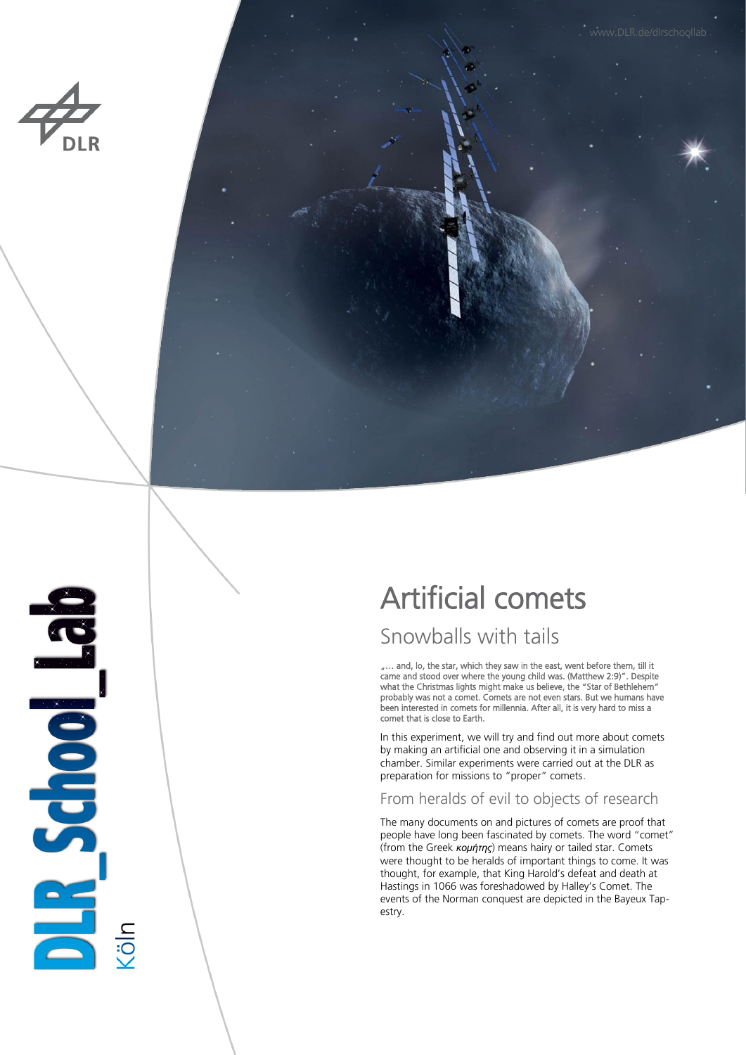# Artificial comets

## Snowballs with tails

„... and, lo, the star, which they saw in the east, went before them, till it came and stood over where the young child was. (Matthew 2:9)". Despite what the Christmas lights might make us believe, the "Star of Bethlehem" probably was not a comet. Comets are not even stars. But we humans have been interested in comets for millennia. After all, it is very hard to miss a comet that is close to Earth.

In this experiment, we will try and find out more about comets by making an artificial one and observing it in a simulation chamber. Similar experiments were carried out at the DLR as preparation for missions to "proper" comets.

### From heralds of evil to objects of research

The many documents on and pictures of comets are proof that people have long been fascinated by comets. The word "comet" (from the Greek *κομήτης*) means hairy or tailed star. Comets were thought to be heralds of important things to come. It was thought, for example, that King Harold's defeat and death at Hastings in 1066 was foreshadowed by Halley's Comet. The events of the Norman conquest are depicted in the Bayeux Tapestry.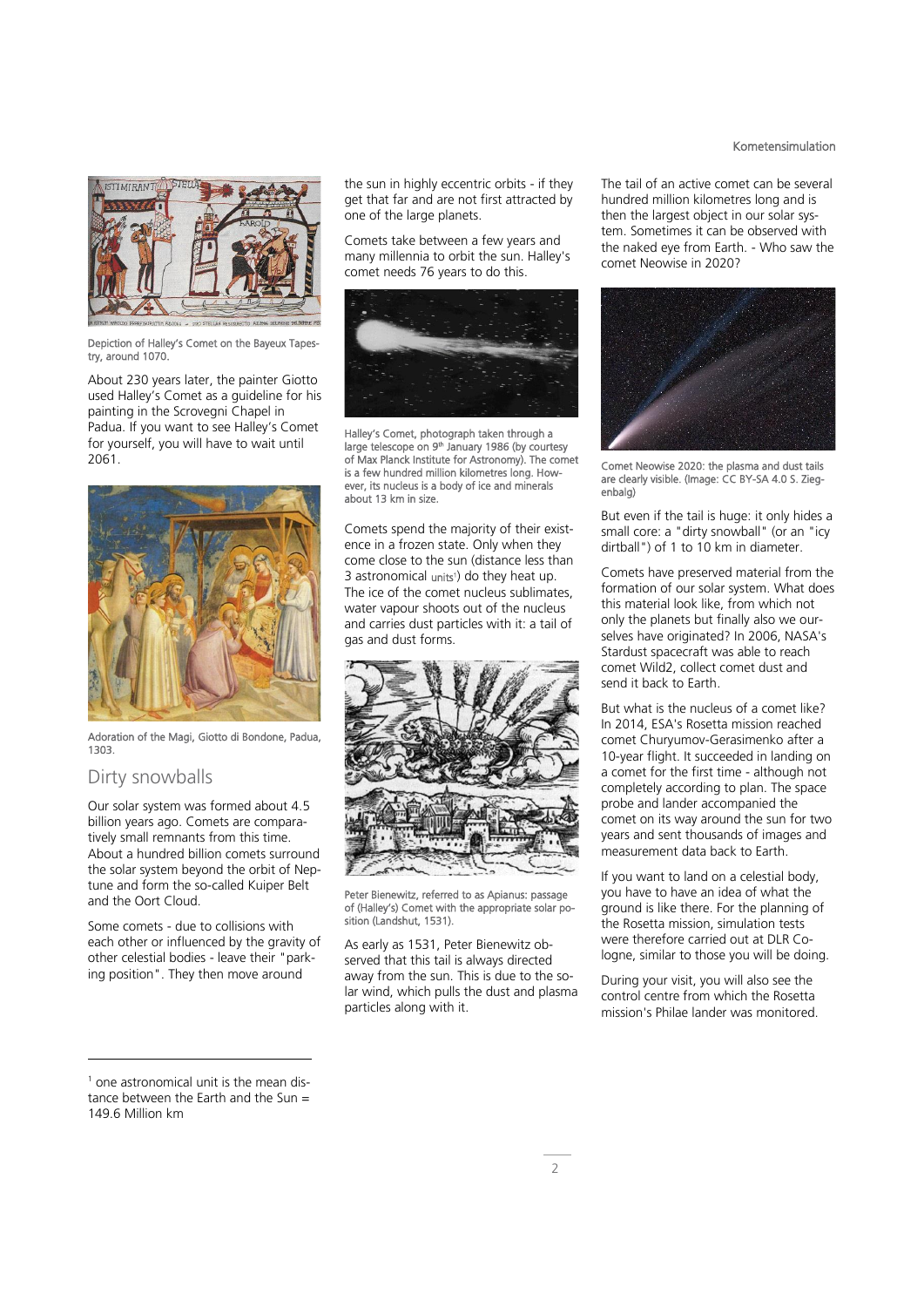Depiction of Halley's Comet on the Bayeux Tapestry, around 1070.

About 230 years later, the painter Giotto used Halley's Comet as a guideline for his painting in the Scrovegni Chapel in Padua. If you want to see Halley's Comet for yourself, you will have to wait until 2061.

Adoration of the Magi, Giotto di Bondone, Padua, 1303.

## Dirty snowballs

Our solar system was formed about 4.5 billion years ago. Comets are comparatively small remnants from this time. About a hundred billion comets surround the solar system beyond the orbit of Neptune and form the so-called Kuiper Belt and the Oort Cloud.

Some comets - due to collisions with each other or influenced by the gravity of other celestial bodies - leave their "parking position". They then move around the sun in highly eccentric orbits - if they get that far and are not first attracted by one of the large planets.

Comets take between a few years and many millennia to orbit the sun. Halley's comet needs 76 years to do this.

Halley's Comet, photograph taken through a large telescope on 9th January 1986 (by courtesy of Max Planck Institute for Astronomy). The comet is a few hundred million kilometres long. However, its nucleus is a body of ice and minerals about 13 km in size.

Comets spend the majority of their existence in a frozen state. Only when they come close to the sun (distance less than 3 astronomical units[1]) do they heat up. The ice of the comet nucleus sublimates, water vapour shoots out of the nucleus and carries dust particles with it: a tail of gas and dust forms.

Peter Bienewitz, referred to as Apianus: passage of (Halley's) Comet with the appropriate solar position (Landshut, 1531).

As early as 1531, Peter Bienewitz observed that this tail is always directed away from the sun. This is due to the solar wind, which pulls the dust and plasma particles along with it.

The tail of an active comet can be several hundred million kilometres long and is then the largest object in our solar system. Sometimes it can be observed with the naked eye from Earth. - Who saw the comet Neowise in 2020?

Comet Neowise 2020: the plasma and dust tails are clearly visible. (Image: CC BY-SA 4.0 S. Ziegenbalg)

But even if the tail is huge: it only hides a small core: a "dirty snowball" (or an "icy dirtball") of 1 to 10 km in diameter.

Comets have preserved material from the formation of our solar system. What does this material look like, from which not only the planets but finally also we ourselves have originated? In 2006, NASA's Stardust spacecraft was able to reach comet Wild2, collect comet dust and send it back to Earth.

But what is the nucleus of a comet like? In 2014, ESA's Rosetta mission reached comet Churyumov-Gerasimenko after a 10-year flight. It succeeded in landing on a comet for the first time - although not completely according to plan. The space probe and lander accompanied the comet on its way around the sun for two years and sent thousands of images and measurement data back to Earth.

If you want to land on a celestial body, you have to have an idea of what the ground is like there. For the planning of the Rosetta mission, simulation tests were therefore carried out at DLR Cologne, similar to those you will be doing.

During your visit, you will also see the control centre from which the Rosetta mission's Philae lander was monitored.

---

[1] one astronomical unit is the mean distance between the Earth and the Sun = 149.6 Million km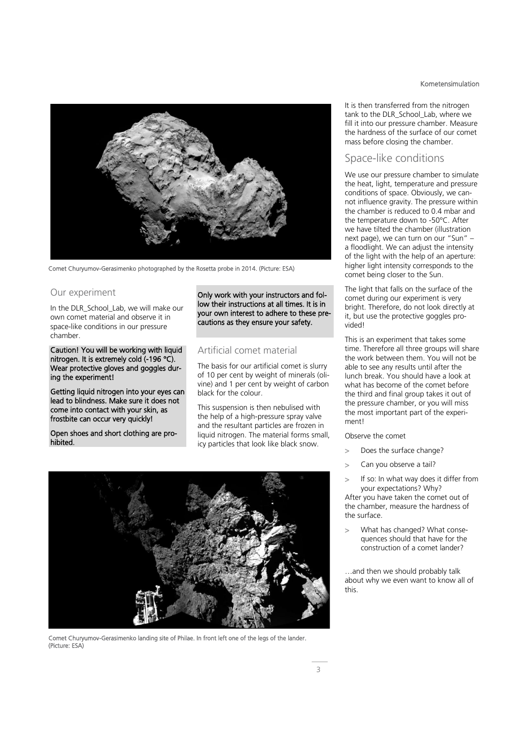Comet Churyumov-Gerasimenko photographed by the Rosetta probe in 2014. (Picture: ESA)

## Our experiment

In the DLR_School_Lab, we will make our own comet material and observe it in space-like conditions in our pressure chamber.

**Caution! You will be working with liquid nitrogen. It is extremely cold (-196 °C). Wear protective gloves and goggles during the experiment!**

**Getting liquid nitrogen into your eyes can lead to blindness. Make sure it does not come into contact with your skin, as frostbite can occur very quickly!**

**Open shoes and short clothing are prohibited.**

**Only work with your instructors and follow their instructions at all times. It is in your own interest to adhere to these precautions as they ensure your safety.**

## Artificial comet material

The basis for our artificial comet is slurry of 10 per cent by weight of minerals (olivine) and 1 per cent by weight of carbon black for the colour.

This suspension is then nebulised with the help of a high-pressure spray valve and the resultant particles are frozen in liquid nitrogen. The material forms small, icy particles that look like black snow.

It is then transferred from the nitrogen tank to the DLR_School_Lab, where we fill it into our pressure chamber. Measure the hardness of the surface of our comet mass before closing the chamber.

## Space-like conditions

We use our pressure chamber to simulate the heat, light, temperature and pressure conditions of space. Obviously, we cannot influence gravity. The pressure within the chamber is reduced to 0.4 mbar and the temperature down to -50°C. After we have tilted the chamber (illustration next page), we can turn on our "Sun" – a floodlight. We can adjust the intensity of the light with the help of an aperture: higher light intensity corresponds to the comet being closer to the Sun.

The light that falls on the surface of the comet during our experiment is very bright. Therefore, do not look directly at it, but use the protective goggles provided!

This is an experiment that takes some time. Therefore all three groups will share the work between them. You will not be able to see any results until after the lunch break. You should have a look at what has become of the comet before the third and final group takes it out of the pressure chamber, or you will miss the most important part of the experiment!

Observe the comet

- Does the surface change?
- Can you observe a tail?
- If so: In what way does it differ from your expectations? Why?

After you have taken the comet out of the chamber, measure the hardness of the surface.

- What has changed? What consequences should that have for the construction of a comet lander?

…and then we should probably talk about why we even want to know all of this.

Comet Churyumov-Gerasimenko landing site of Philae. In front left one of the legs of the lander. (Picture: ESA)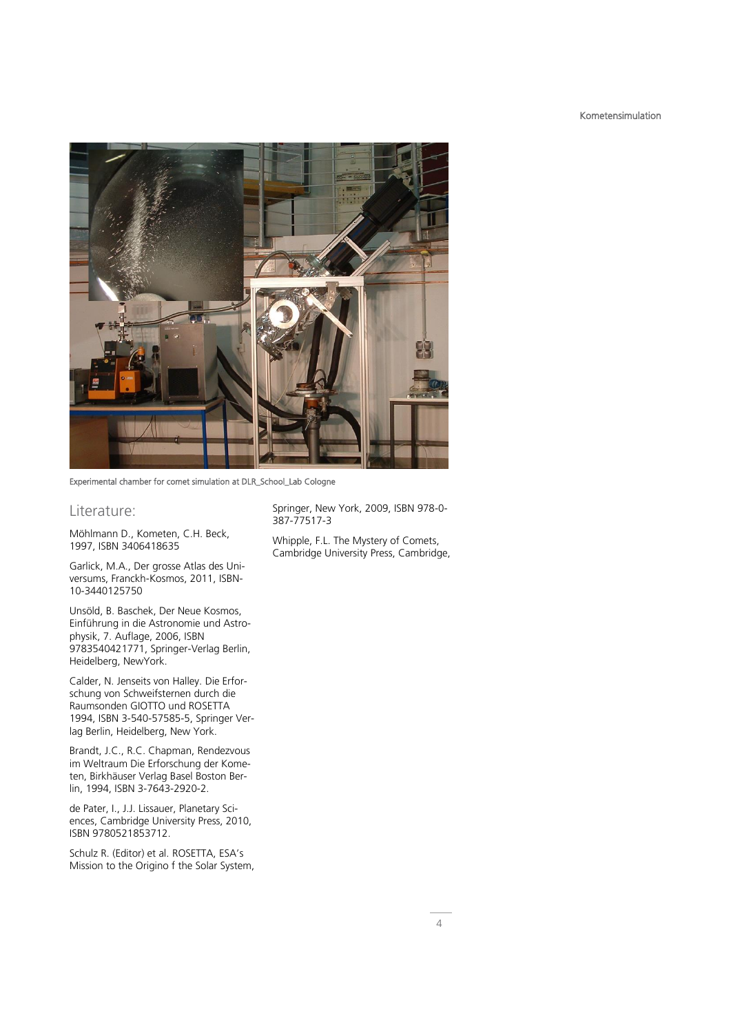Experimental chamber for comet simulation at DLR_School_Lab Cologne

## Literature:

Möhlmann D., Kometen, C.H. Beck, 1997, ISBN 3406418635

Garlick, M.A., Der grosse Atlas des Universums, Franckh-Kosmos, 2011, ISBN-10-3440125750

Unsöld, B. Baschek, Der Neue Kosmos, Einführung in die Astronomie und Astrophysik, 7. Auflage, 2006, ISBN 9783540421771, Springer-Verlag Berlin, Heidelberg, NewYork.

Calder, N. Jenseits von Halley. Die Erforschung von Schweifsternen durch die Raumsonden GIOTTO und ROSETTA 1994, ISBN 3-540-57585-5, Springer Verlag Berlin, Heidelberg, New York.

Brandt, J.C., R.C. Chapman, Rendezvous im Weltraum Die Erforschung der Kometen, Birkhäuser Verlag Basel Boston Berlin, 1994, ISBN 3-7643-2920-2.

de Pater, I., J.J. Lissauer, Planetary Sciences, Cambridge University Press, 2010, ISBN 9780521853712.

Schulz R. (Editor) et al. ROSETTA, ESA's Mission to the Origino f the Solar System, Springer, New York, 2009, ISBN 978-0-387-77517-3

Whipple, F.L. The Mystery of Comets, Cambridge University Press, Cambridge,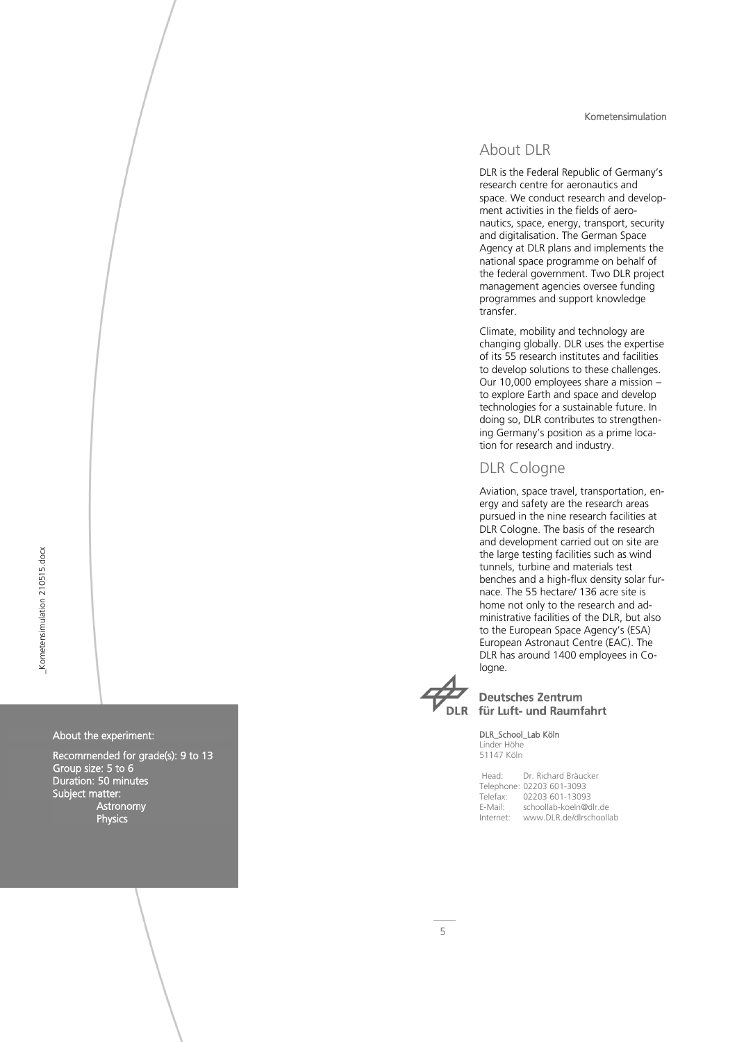## About DLR

DLR is the Federal Republic of Germany's research centre for aeronautics and space. We conduct research and development activities in the fields of aeronautics, space, energy, transport, security and digitalisation. The German Space Agency at DLR plans and implements the national space programme on behalf of the federal government. Two DLR project management agencies oversee funding programmes and support knowledge transfer.

Climate, mobility and technology are changing globally. DLR uses the expertise of its 55 research institutes and facilities to develop solutions to these challenges. Our 10,000 employees share a mission – to explore Earth and space and develop technologies for a sustainable future. In doing so, DLR contributes to strengthening Germany's position as a prime location for research and industry.

## DLR Cologne

Aviation, space travel, transportation, energy and safety are the research areas pursued in the nine research facilities at DLR Cologne. The basis of the research and development carried out on site are the large testing facilities such as wind tunnels, turbine and materials test benches and a high-flux density solar furnace. The 55 hectare/ 136 acre site is home not only to the research and administrative facilities of the DLR, but also to the European Space Agency's (ESA) European Astronaut Centre (EAC). The DLR has around 1400 employees in Cologne.

**Deutsches Zentrum für Luft- und Raumfahrt**

DLR_School_Lab Köln
Linder Höhe
51147 Köln

Head: Dr. Richard Bräucker
Telephone: 02203 601-3093
Telefax: 02203 601-13093
E-Mail: schoollab-koeln@dlr.de
Internet: www.DLR.de/dlrschoollab

About the experiment:

Recommended for grade(s): 9 to 13
Group size: 5 to 6
Duration: 50 minutes
Subject matter:
Astronomy
Physics